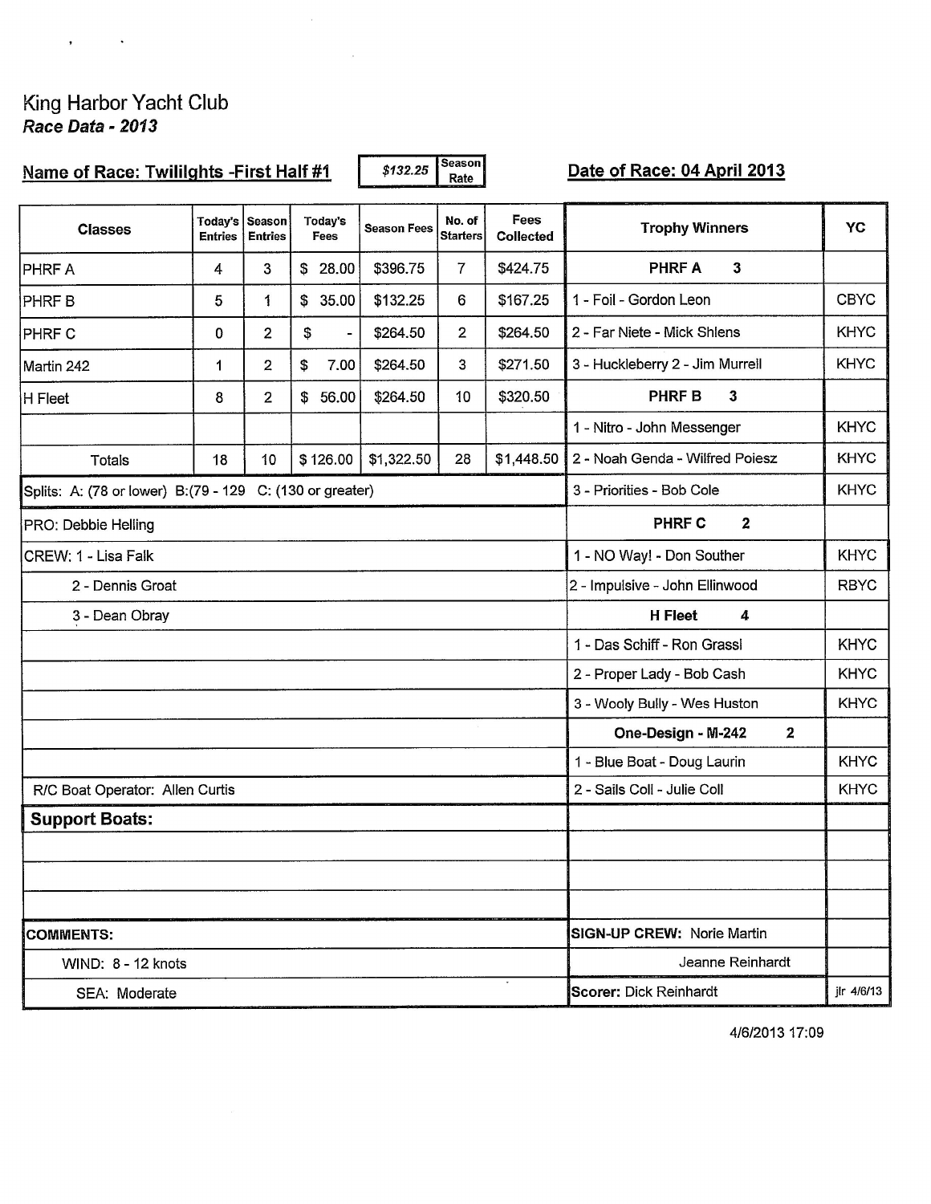# King Harbor Yacht Club

***Race Data - 2013***

**Name of Race: Twilights -First Half #1** | *$132.25* Season Rate | **Date of Race: 04 April 2013**

| Classes | Today's Entries | Season Entries | Today's Fees | Season Fees | No. of Starters | Fees Collected |
|---|---|---|---|---|---|---|
| PHRF A | 4 | 3 | $ 28.00 | $396.75 | 7 | $424.75 |
| PHRF B | 5 | 1 | $ 35.00 | $132.25 | 6 | $167.25 |
| PHRF C | 0 | 2 | $ - | $264.50 | 2 | $264.50 |
| Martin 242 | 1 | 2 | $ 7.00 | $264.50 | 3 | $271.50 |
| H Fleet | 8 | 2 | $ 56.00 | $264.50 | 10 | $320.50 |
| | | | | | | |
| Totals | 18 | 10 | $ 126.00 | $1,322.50 | 28 | $1,448.50 |

Splits: A: (78 or lower) B:(79 - 129 C: (130 or greater)

PRO: Debbie Helling

CREW: 1 - Lisa Falk

2 - Dennis Groat

3 - Dean Obray

R/C Boat Operator: Allen Curtis

**Support Boats:**

| Trophy Winners | YC |
|---|---|
| **PHRF A 3** | |
| 1 - Foil - Gordon Leon | CBYC |
| 2 - Far Niete - Mick Shlens | KHYC |
| 3 - Huckleberry 2 - Jim Murrell | KHYC |
| **PHRF B 3** | |
| 1 - Nitro - John Messenger | KHYC |
| 2 - Noah Genda - Wilfred Poiesz | KHYC |
| 3 - Priorities - Bob Cole | KHYC |
| **PHRF C 2** | |
| 1 - NO Way! - Don Souther | KHYC |
| 2 - Impulsive - John Ellinwood | RBYC |
| **H Fleet 4** | |
| 1 - Das Schiff - Ron Grassl | KHYC |
| 2 - Proper Lady - Bob Cash | KHYC |
| 3 - Wooly Bully - Wes Huston | KHYC |
| **One-Design - M-242 2** | |
| 1 - Blue Boat - Doug Laurin | KHYC |
| 2 - Sails Coll - Julie Coll | KHYC |

**COMMENTS:**

WIND: 8 - 12 knots

SEA: Moderate

**SIGN-UP CREW:** Norie Martin

Jeanne Reinhardt

**Scorer:** Dick Reinhardt — jlr 4/6/13

4/6/2013 17:09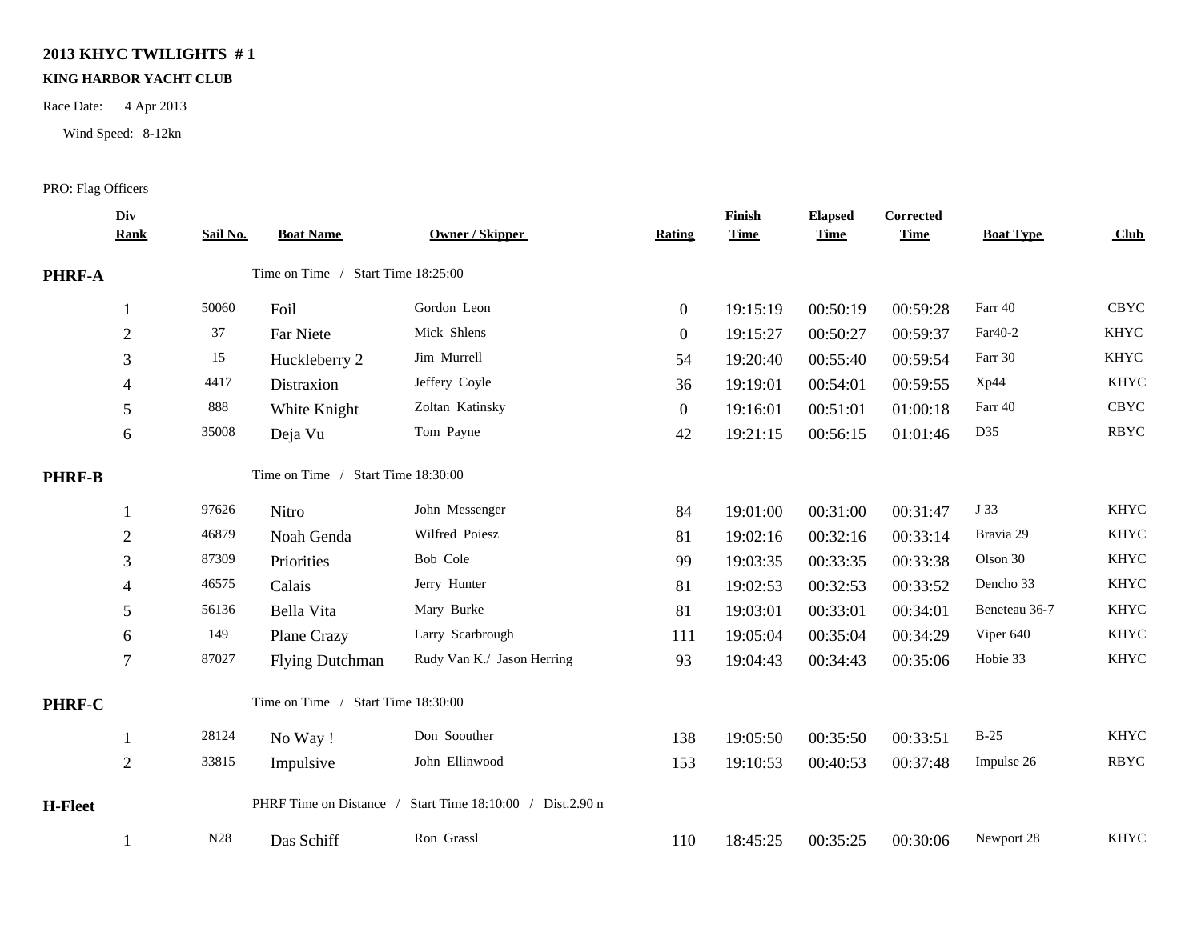**2013 KHYC TWILIGHTS # 1**

**KING HARBOR YACHT CLUB**

Race Date: 4 Apr 2013

Wind Speed: 8-12kn

PRO: Flag Officers

| Div Rank | Sail No. | Boat Name | Owner / Skipper | Rating | Finish Time | Elapsed Time | Corrected Time | Boat Type | Club |
|---|---|---|---|---|---|---|---|---|---|
| **PHRF-A** | | Time on Time / Start Time 18:25:00 | | | | | | | |
| 1 | 50060 | Foil | Gordon Leon | 0 | 19:15:19 | 00:50:19 | 00:59:28 | Farr 40 | CBYC |
| 2 | 37 | Far Niete | Mick Shlens | 0 | 19:15:27 | 00:50:27 | 00:59:37 | Far40-2 | KHYC |
| 3 | 15 | Huckleberry 2 | Jim Murrell | 54 | 19:20:40 | 00:55:40 | 00:59:54 | Farr 30 | KHYC |
| 4 | 4417 | Distraxion | Jeffery Coyle | 36 | 19:19:01 | 00:54:01 | 00:59:55 | Xp44 | KHYC |
| 5 | 888 | White Knight | Zoltan Katinsky | 0 | 19:16:01 | 00:51:01 | 01:00:18 | Farr 40 | CBYC |
| 6 | 35008 | Deja Vu | Tom Payne | 42 | 19:21:15 | 00:56:15 | 01:01:46 | D35 | RBYC |
| **PHRF-B** | | Time on Time / Start Time 18:30:00 | | | | | | | |
| 1 | 97626 | Nitro | John Messenger | 84 | 19:01:00 | 00:31:00 | 00:31:47 | J 33 | KHYC |
| 2 | 46879 | Noah Genda | Wilfred Poiesz | 81 | 19:02:16 | 00:32:16 | 00:33:14 | Bravia 29 | KHYC |
| 3 | 87309 | Priorities | Bob Cole | 99 | 19:03:35 | 00:33:35 | 00:33:38 | Olson 30 | KHYC |
| 4 | 46575 | Calais | Jerry Hunter | 81 | 19:02:53 | 00:32:53 | 00:33:52 | Dencho 33 | KHYC |
| 5 | 56136 | Bella Vita | Mary Burke | 81 | 19:03:01 | 00:33:01 | 00:34:01 | Beneteau 36-7 | KHYC |
| 6 | 149 | Plane Crazy | Larry Scarbrough | 111 | 19:05:04 | 00:35:04 | 00:34:29 | Viper 640 | KHYC |
| 7 | 87027 | Flying Dutchman | Rudy Van K./ Jason Herring | 93 | 19:04:43 | 00:34:43 | 00:35:06 | Hobie 33 | KHYC |
| **PHRF-C** | | Time on Time / Start Time 18:30:00 | | | | | | | |
| 1 | 28124 | No Way ! | Don Soouther | 138 | 19:05:50 | 00:35:50 | 00:33:51 | B-25 | KHYC |
| 2 | 33815 | Impulsive | John Ellinwood | 153 | 19:10:53 | 00:40:53 | 00:37:48 | Impulse 26 | RBYC |
| **H-Fleet** | | PHRF Time on Distance / Start Time 18:10:00 / Dist.2.90 n | | | | | | | |
| 1 | N28 | Das Schiff | Ron Grassl | 110 | 18:45:25 | 00:35:25 | 00:30:06 | Newport 28 | KHYC |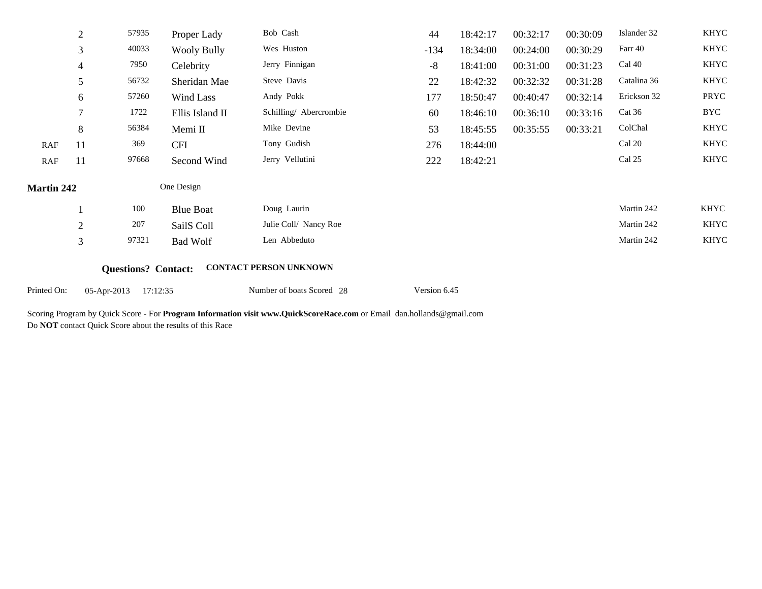| | | | | | | | | | | |
|---|---|---|---|---|---|---|---|---|---|---|
| | 2 | 57935 | Proper Lady | Bob Cash | 44 | 18:42:17 | 00:32:17 | 00:30:09 | Islander 32 | KHYC |
| | 3 | 40033 | Wooly Bully | Wes Huston | -134 | 18:34:00 | 00:24:00 | 00:30:29 | Farr 40 | KHYC |
| | 4 | 7950 | Celebrity | Jerry Finnigan | -8 | 18:41:00 | 00:31:00 | 00:31:23 | Cal 40 | KHYC |
| | 5 | 56732 | Sheridan Mae | Steve Davis | 22 | 18:42:32 | 00:32:32 | 00:31:28 | Catalina 36 | KHYC |
| | 6 | 57260 | Wind Lass | Andy Pokk | 177 | 18:50:47 | 00:40:47 | 00:32:14 | Erickson 32 | PRYC |
| | 7 | 1722 | Ellis Island II | Schilling/ Abercrombie | 60 | 18:46:10 | 00:36:10 | 00:33:16 | Cat 36 | BYC |
| | 8 | 56384 | Memi II | Mike Devine | 53 | 18:45:55 | 00:35:55 | 00:33:21 | ColChal | KHYC |
| RAF | 11 | 369 | CFI | Tony Gudish | 276 | 18:44:00 | | | Cal 20 | KHYC |
| RAF | 11 | 97668 | Second Wind | Jerry Vellutini | 222 | 18:42:21 | | | Cal 25 | KHYC |

**Martin 242** One Design

| | | | | | |
|---|---|---|---|---|---|
| 1 | 100 | Blue Boat | Doug Laurin | Martin 242 | KHYC |
| 2 | 207 | SailS Coll | Julie Coll/ Nancy Roe | Martin 242 | KHYC |
| 3 | 97321 | Bad Wolf | Len Abbeduto | Martin 242 | KHYC |

**Questions? Contact:** **CONTACT PERSON UNKNOWN**

Printed On: 05-Apr-2013 17:12:35 Number of boats Scored 28 Version 6.45

Scoring Program by Quick Score - For **Program Information visit www.QuickScoreRace.com** or Email dan.hollands@gmail.com
Do **NOT** contact Quick Score about the results of this Race